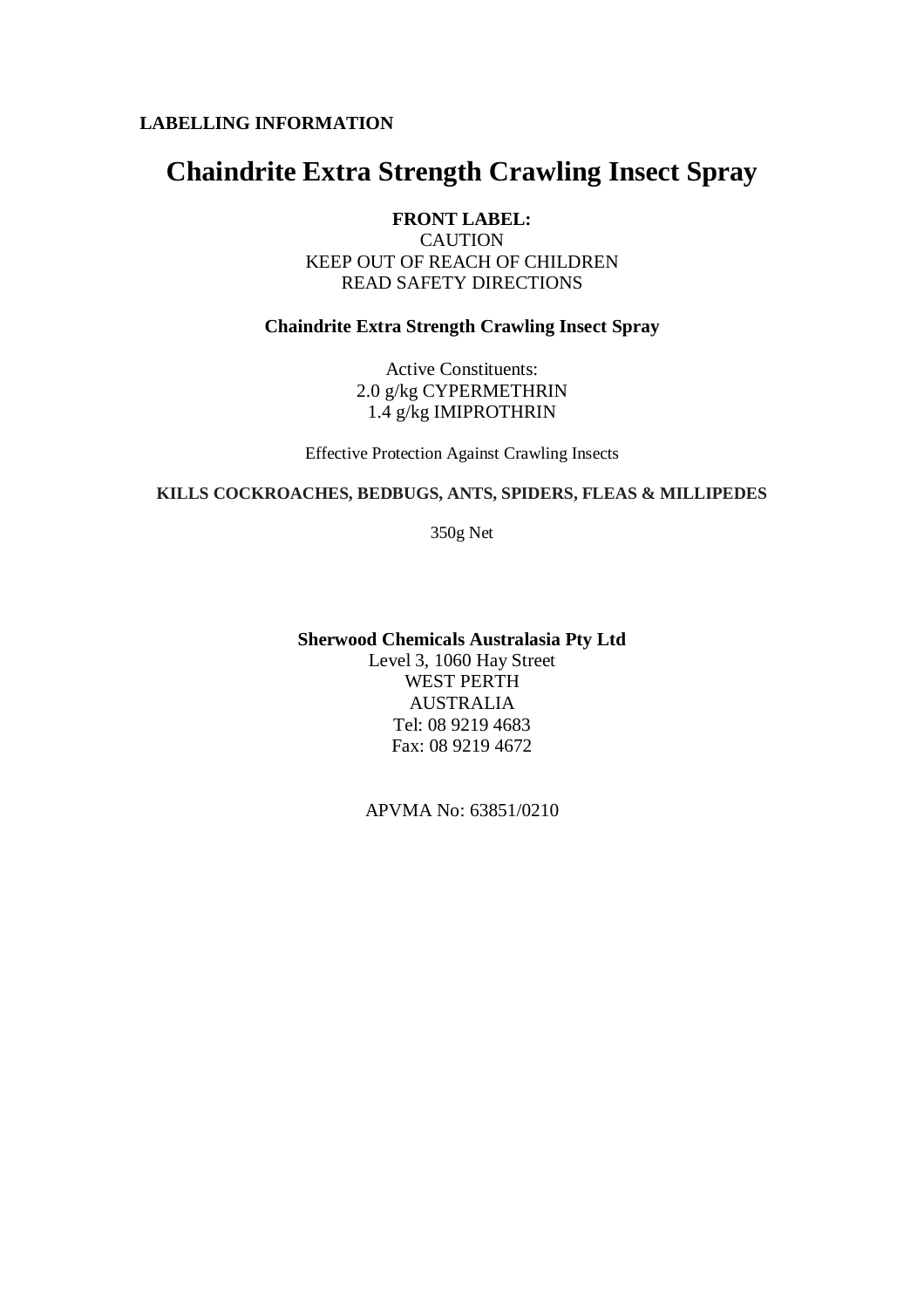**LABELLING INFORMATION**

# Chaindrite Extra Strength Crawling Insect Spray

**FRONT LABEL:**

CAUTION
KEEP OUT OF REACH OF CHILDREN
READ SAFETY DIRECTIONS

**Chaindrite Extra Strength Crawling Insect Spray**

Active Constituents:
2.0 g/kg CYPERMETHRIN
1.4 g/kg IMIPROTHRIN

Effective Protection Against Crawling Insects

**KILLS COCKROACHES, BEDBUGS, ANTS, SPIDERS, FLEAS & MILLIPEDES**

350g Net

**Sherwood Chemicals Australasia Pty Ltd**
Level 3, 1060 Hay Street
WEST PERTH
AUSTRALIA
Tel: 08 9219 4683
Fax: 08 9219 4672

APVMA No: 63851/0210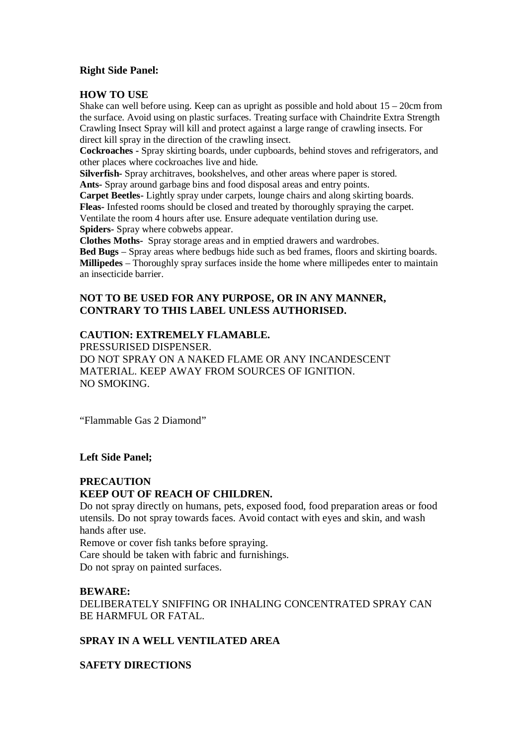**Right Side Panel:**

**HOW TO USE**

Shake can well before using. Keep can as upright as possible and hold about 15 – 20cm from the surface. Avoid using on plastic surfaces. Treating surface with Chaindrite Extra Strength Crawling Insect Spray will kill and protect against a large range of crawling insects. For direct kill spray in the direction of the crawling insect.

**Cockroaches** - Spray skirting boards, under cupboards, behind stoves and refrigerators, and other places where cockroaches live and hide.

**Silverfish-** Spray architraves, bookshelves, and other areas where paper is stored.

**Ants-** Spray around garbage bins and food disposal areas and entry points.

**Carpet Beetles-** Lightly spray under carpets, lounge chairs and along skirting boards.

**Fleas-** Infested rooms should be closed and treated by thoroughly spraying the carpet. Ventilate the room 4 hours after use. Ensure adequate ventilation during use.

**Spiders-** Spray where cobwebs appear.

**Clothes Moths-** Spray storage areas and in emptied drawers and wardrobes.

**Bed Bugs** – Spray areas where bedbugs hide such as bed frames, floors and skirting boards.

**Millipedes** – Thoroughly spray surfaces inside the home where millipedes enter to maintain an insecticide barrier.

**NOT TO BE USED FOR ANY PURPOSE, OR IN ANY MANNER, CONTRARY TO THIS LABEL UNLESS AUTHORISED.**

**CAUTION: EXTREMELY FLAMABLE.**

PRESSURISED DISPENSER.

DO NOT SPRAY ON A NAKED FLAME OR ANY INCANDESCENT MATERIAL. KEEP AWAY FROM SOURCES OF IGNITION.

NO SMOKING.

"Flammable Gas 2 Diamond"

**Left Side Panel;**

**PRECAUTION**

**KEEP OUT OF REACH OF CHILDREN.**

Do not spray directly on humans, pets, exposed food, food preparation areas or food utensils. Do not spray towards faces. Avoid contact with eyes and skin, and wash hands after use.

Remove or cover fish tanks before spraying.

Care should be taken with fabric and furnishings.

Do not spray on painted surfaces.

**BEWARE:**

DELIBERATELY SNIFFING OR INHALING CONCENTRATED SPRAY CAN BE HARMFUL OR FATAL.

**SPRAY IN A WELL VENTILATED AREA**

**SAFETY DIRECTIONS**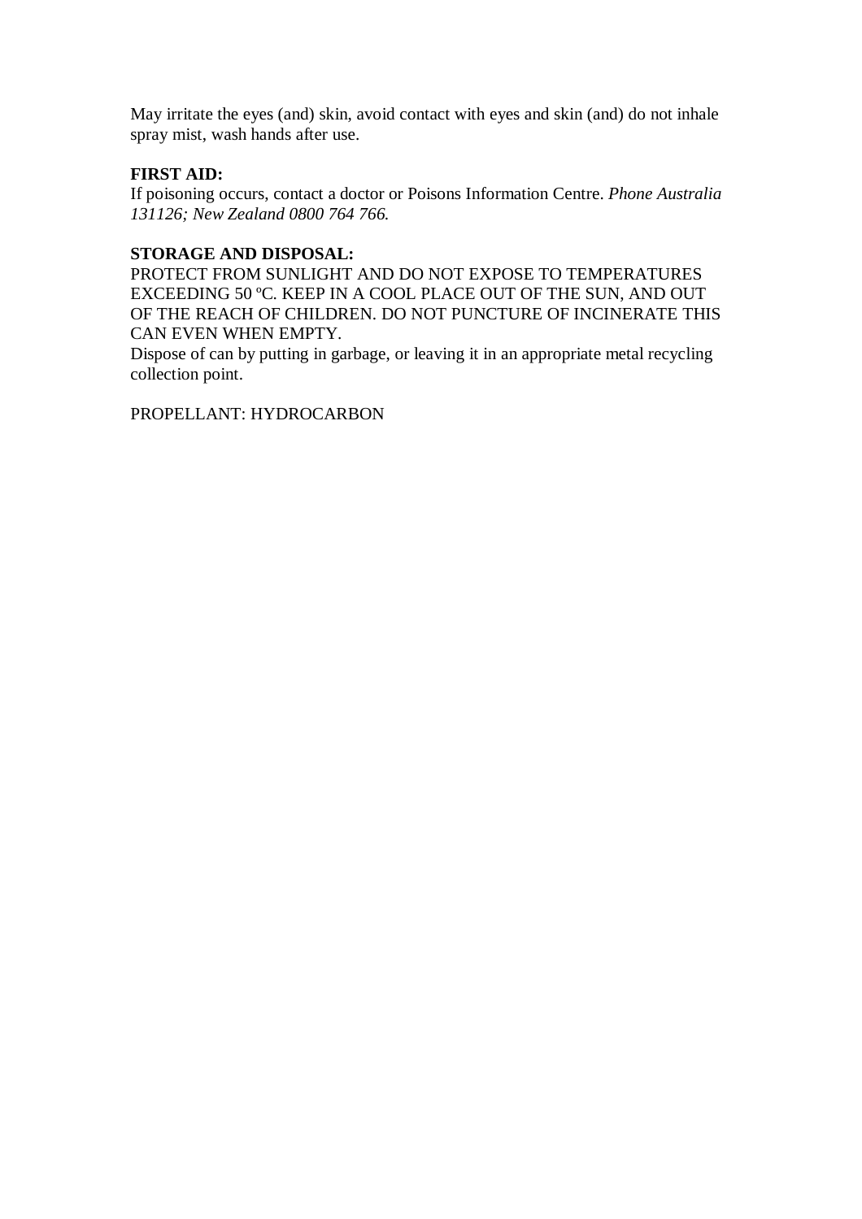May irritate the eyes (and) skin, avoid contact with eyes and skin (and) do not inhale spray mist, wash hands after use.

**FIRST AID:**
If poisoning occurs, contact a doctor or Poisons Information Centre. *Phone Australia 131126; New Zealand 0800 764 766.*

**STORAGE AND DISPOSAL:**
PROTECT FROM SUNLIGHT AND DO NOT EXPOSE TO TEMPERATURES EXCEEDING 50 ºC. KEEP IN A COOL PLACE OUT OF THE SUN, AND OUT OF THE REACH OF CHILDREN. DO NOT PUNCTURE OF INCINERATE THIS CAN EVEN WHEN EMPTY.
Dispose of can by putting in garbage, or leaving it in an appropriate metal recycling collection point.

PROPELLANT: HYDROCARBON